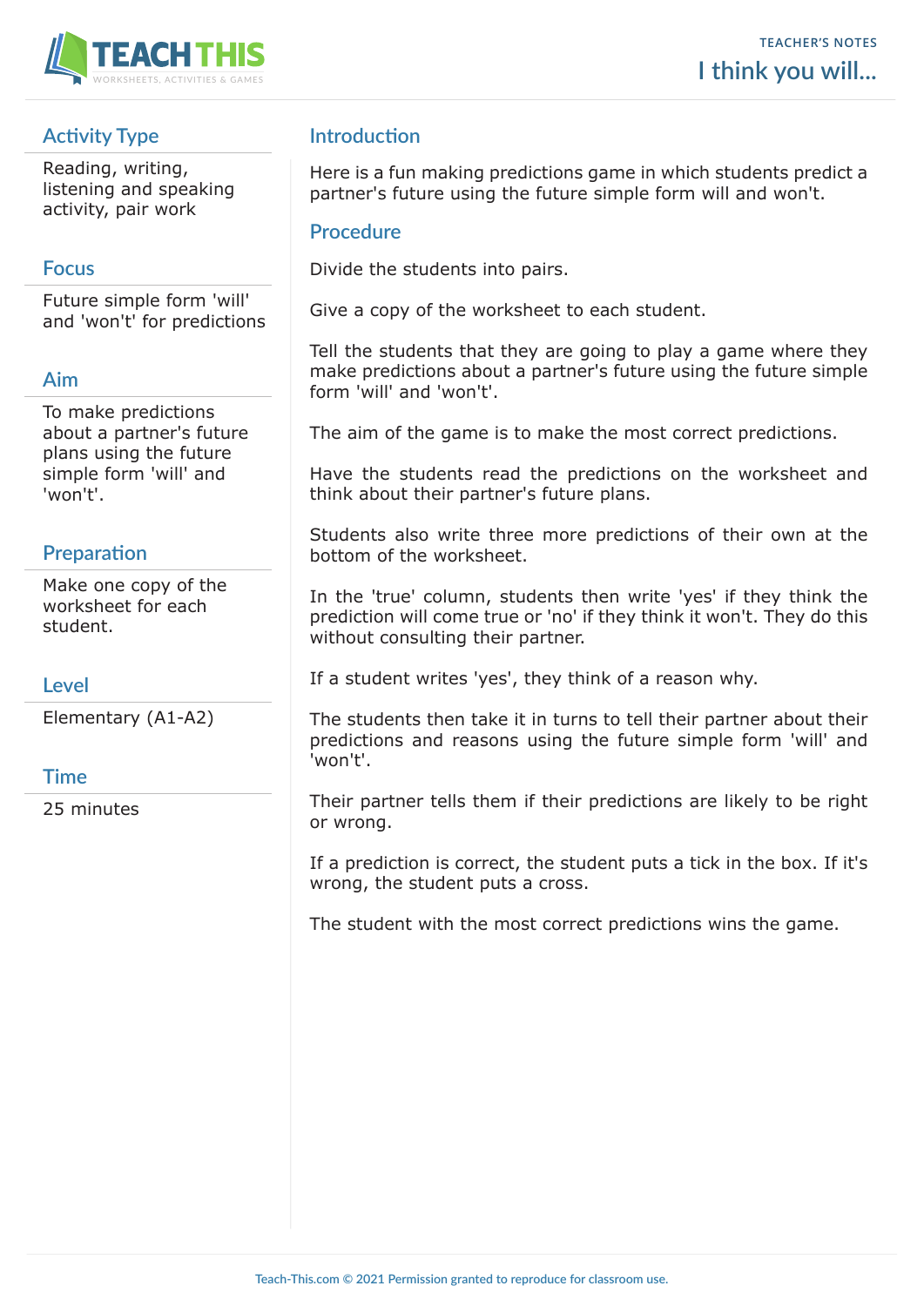# I think you will...

TEACHER'S NOTES

## Activity Type

Reading, writing, listening and speaking activity, pair work

## Focus

Future simple form 'will' and 'won't' for predictions

## Aim

To make predictions about a partner's future plans using the future simple form 'will' and 'won't'.

## Preparation

Make one copy of the worksheet for each student.

## Level

Elementary (A1-A2)

## Time

25 minutes

## Introduction

Here is a fun making predictions game in which students predict a partner's future using the future simple form will and won't.

## Procedure

Divide the students into pairs.

Give a copy of the worksheet to each student.

Tell the students that they are going to play a game where they make predictions about a partner's future using the future simple form 'will' and 'won't'.

The aim of the game is to make the most correct predictions.

Have the students read the predictions on the worksheet and think about their partner's future plans.

Students also write three more predictions of their own at the bottom of the worksheet.

In the 'true' column, students then write 'yes' if they think the prediction will come true or 'no' if they think it won't. They do this without consulting their partner.

If a student writes 'yes', they think of a reason why.

The students then take it in turns to tell their partner about their predictions and reasons using the future simple form 'will' and 'won't'.

Their partner tells them if their predictions are likely to be right or wrong.

If a prediction is correct, the student puts a tick in the box. If it's wrong, the student puts a cross.

The student with the most correct predictions wins the game.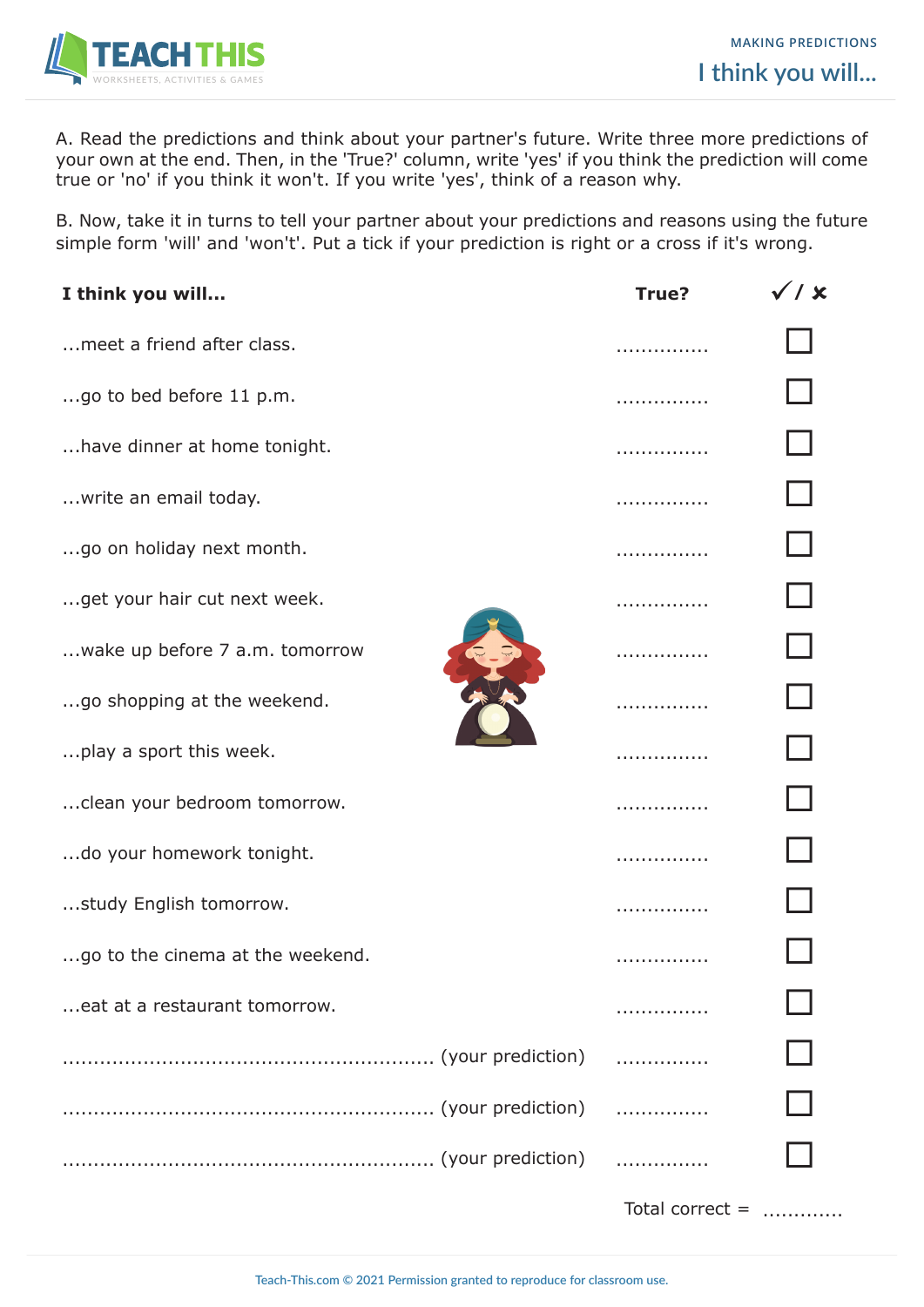## MAKING PREDICTIONS

# I think you will...

A. Read the predictions and think about your partner's future. Write three more predictions of your own at the end. Then, in the 'True?' column, write 'yes' if you think the prediction will come true or 'no' if you think it won't. If you write 'yes', think of a reason why.

B. Now, take it in turns to tell your partner about your predictions and reasons using the future simple form 'will' and 'won't'. Put a tick if your prediction is right or a cross if it's wrong.

| I think you will... | True? | ✓ / ✗ |
|---|---|---|
| ...meet a friend after class. | ............... | ☐ |
| ...go to bed before 11 p.m. | ............... | ☐ |
| ...have dinner at home tonight. | ............... | ☐ |
| ...write an email today. | ............... | ☐ |
| ...go on holiday next month. | ............... | ☐ |
| ...get your hair cut next week. | ............... | ☐ |
| ...wake up before 7 a.m. tomorrow | ............... | ☐ |
| ...go shopping at the weekend. | ............... | ☐ |
| ...play a sport this week. | ............... | ☐ |
| ...clean your bedroom tomorrow. | ............... | ☐ |
| ...do your homework tonight. | ............... | ☐ |
| ...study English tomorrow. | ............... | ☐ |
| ...go to the cinema at the weekend. | ............... | ☐ |
| ...eat at a restaurant tomorrow. | ............... | ☐ |
| ........................................................... (your prediction) | ............... | ☐ |
| ........................................................... (your prediction) | ............... | ☐ |
| ........................................................... (your prediction) | ............... | ☐ |

Total correct = .............